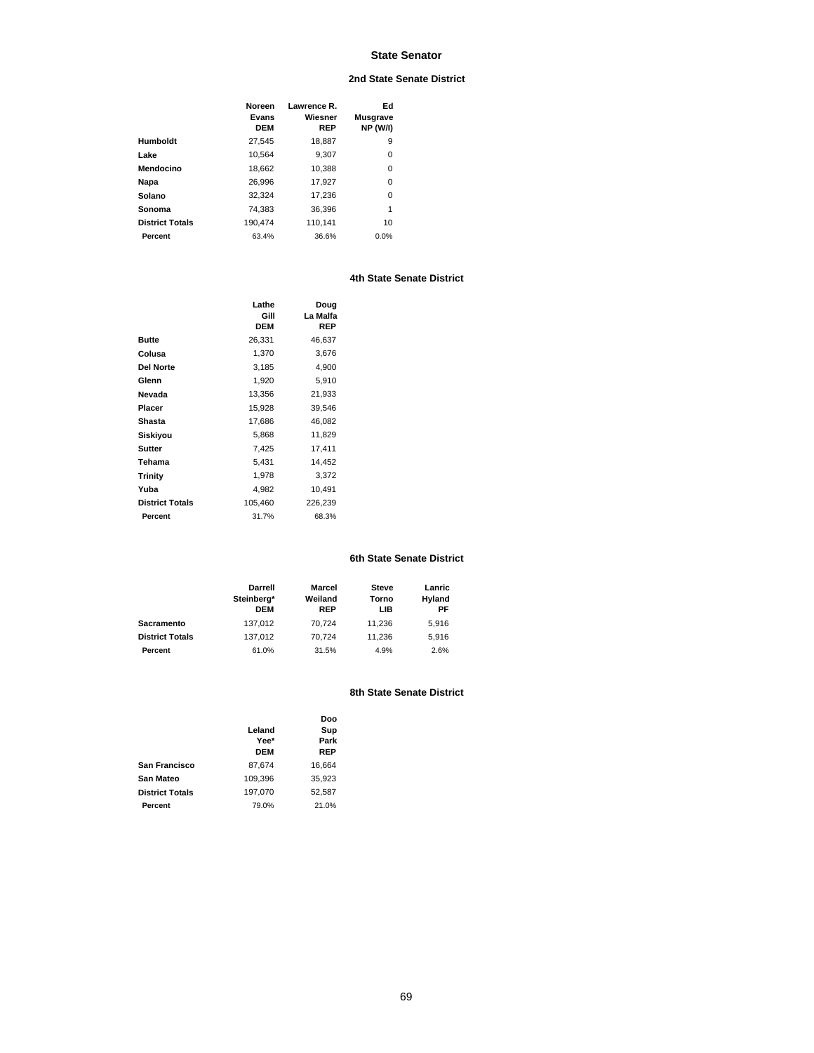# State Senator

## 2nd State Senate District

| | Noreen Evans DEM | Lawrence R. Wiesner REP | Ed Musgrave NP (W/I) |
|---|---|---|---|
| **Humboldt** | 27,545 | 18,887 | 9 |
| **Lake** | 10,564 | 9,307 | 0 |
| **Mendocino** | 18,662 | 10,388 | 0 |
| **Napa** | 26,996 | 17,927 | 0 |
| **Solano** | 32,324 | 17,236 | 0 |
| **Sonoma** | 74,383 | 36,396 | 1 |
| **District Totals** | 190,474 | 110,141 | 10 |
| **Percent** | 63.4% | 36.6% | 0.0% |

## 4th State Senate District

| | Lathe Gill DEM | Doug La Malfa REP |
|---|---|---|
| **Butte** | 26,331 | 46,637 |
| **Colusa** | 1,370 | 3,676 |
| **Del Norte** | 3,185 | 4,900 |
| **Glenn** | 1,920 | 5,910 |
| **Nevada** | 13,356 | 21,933 |
| **Placer** | 15,928 | 39,546 |
| **Shasta** | 17,686 | 46,082 |
| **Siskiyou** | 5,868 | 11,829 |
| **Sutter** | 7,425 | 17,411 |
| **Tehama** | 5,431 | 14,452 |
| **Trinity** | 1,978 | 3,372 |
| **Yuba** | 4,982 | 10,491 |
| **District Totals** | 105,460 | 226,239 |
| **Percent** | 31.7% | 68.3% |

## 6th State Senate District

| | Darrell Steinberg* DEM | Marcel Weiland REP | Steve Torno LIB | Lanric Hyland PF |
|---|---|---|---|---|
| **Sacramento** | 137,012 | 70,724 | 11,236 | 5,916 |
| **District Totals** | 137,012 | 70,724 | 11,236 | 5,916 |
| **Percent** | 61.0% | 31.5% | 4.9% | 2.6% |

## 8th State Senate District

| | Leland Yee* DEM | Doo Sup Park REP |
|---|---|---|
| **San Francisco** | 87,674 | 16,664 |
| **San Mateo** | 109,396 | 35,923 |
| **District Totals** | 197,070 | 52,587 |
| **Percent** | 79.0% | 21.0% |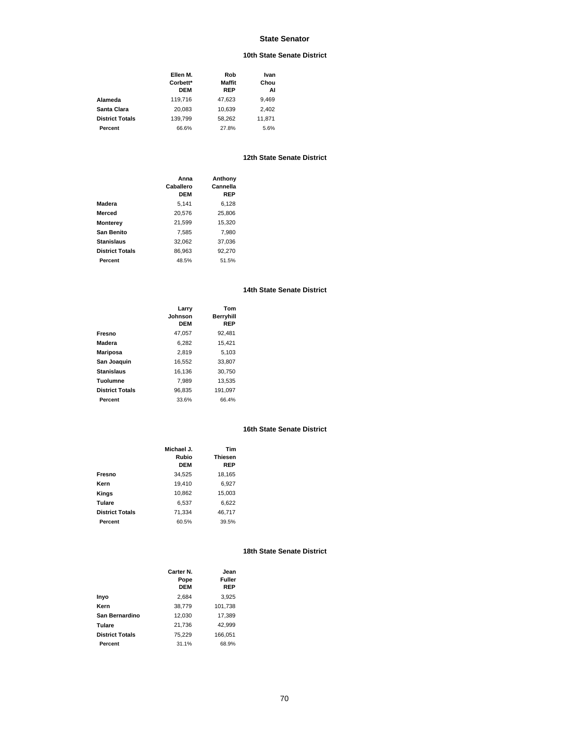# State Senator

## 10th State Senate District

| | Ellen M. Corbett* DEM | Rob Maffit REP | Ivan Chou AI |
|---|---|---|---|
| **Alameda** | 119,716 | 47,623 | 9,469 |
| **Santa Clara** | 20,083 | 10,639 | 2,402 |
| **District Totals** | 139,799 | 58,262 | 11,871 |
| **Percent** | 66.6% | 27.8% | 5.6% |

## 12th State Senate District

| | Anna Caballero DEM | Anthony Cannella REP |
|---|---|---|
| **Madera** | 5,141 | 6,128 |
| **Merced** | 20,576 | 25,806 |
| **Monterey** | 21,599 | 15,320 |
| **San Benito** | 7,585 | 7,980 |
| **Stanislaus** | 32,062 | 37,036 |
| **District Totals** | 86,963 | 92,270 |
| **Percent** | 48.5% | 51.5% |

## 14th State Senate District

| | Larry Johnson DEM | Tom Berryhill REP |
|---|---|---|
| **Fresno** | 47,057 | 92,481 |
| **Madera** | 6,282 | 15,421 |
| **Mariposa** | 2,819 | 5,103 |
| **San Joaquin** | 16,552 | 33,807 |
| **Stanislaus** | 16,136 | 30,750 |
| **Tuolumne** | 7,989 | 13,535 |
| **District Totals** | 96,835 | 191,097 |
| **Percent** | 33.6% | 66.4% |

## 16th State Senate District

| | Michael J. Rubio DEM | Tim Thiesen REP |
|---|---|---|
| **Fresno** | 34,525 | 18,165 |
| **Kern** | 19,410 | 6,927 |
| **Kings** | 10,862 | 15,003 |
| **Tulare** | 6,537 | 6,622 |
| **District Totals** | 71,334 | 46,717 |
| **Percent** | 60.5% | 39.5% |

## 18th State Senate District

| | Carter N. Pope DEM | Jean Fuller REP |
|---|---|---|
| **Inyo** | 2,684 | 3,925 |
| **Kern** | 38,779 | 101,738 |
| **San Bernardino** | 12,030 | 17,389 |
| **Tulare** | 21,736 | 42,999 |
| **District Totals** | 75,229 | 166,051 |
| **Percent** | 31.1% | 68.9% |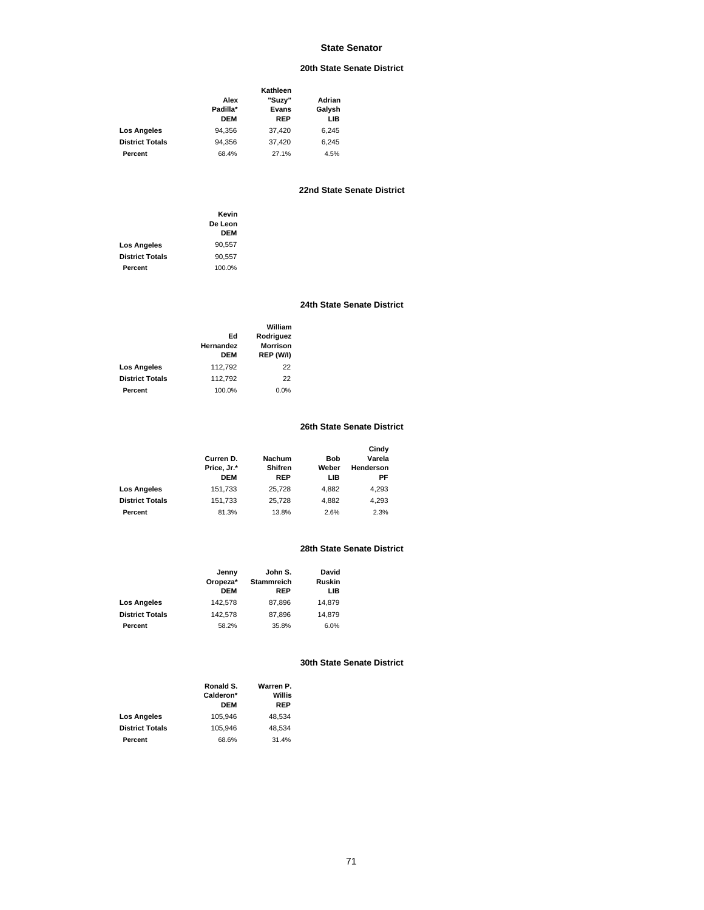# State Senator

## 20th State Senate District

| | Alex Padilla* DEM | Kathleen "Suzy" Evans REP | Adrian Galysh LIB |
|---|---|---|---|
| **Los Angeles** | 94,356 | 37,420 | 6,245 |
| **District Totals** | 94,356 | 37,420 | 6,245 |
| **Percent** | 68.4% | 27.1% | 4.5% |

## 22nd State Senate District

| | Kevin De Leon DEM |
|---|---|
| **Los Angeles** | 90,557 |
| **District Totals** | 90,557 |
| **Percent** | 100.0% |

## 24th State Senate District

| | Ed Hernandez DEM | William Rodriguez Morrison REP (W/I) |
|---|---|---|
| **Los Angeles** | 112,792 | 22 |
| **District Totals** | 112,792 | 22 |
| **Percent** | 100.0% | 0.0% |

## 26th State Senate District

| | Curren D. Price, Jr.* DEM | Nachum Shifren REP | Bob Weber LIB | Cindy Varela Henderson PF |
|---|---|---|---|---|
| **Los Angeles** | 151,733 | 25,728 | 4,882 | 4,293 |
| **District Totals** | 151,733 | 25,728 | 4,882 | 4,293 |
| **Percent** | 81.3% | 13.8% | 2.6% | 2.3% |

## 28th State Senate District

| | Jenny Oropeza* DEM | John S. Stammreich REP | David Ruskin LIB |
|---|---|---|---|
| **Los Angeles** | 142,578 | 87,896 | 14,879 |
| **District Totals** | 142,578 | 87,896 | 14,879 |
| **Percent** | 58.2% | 35.8% | 6.0% |

## 30th State Senate District

| | Ronald S. Calderon* DEM | Warren P. Willis REP |
|---|---|---|
| **Los Angeles** | 105,946 | 48,534 |
| **District Totals** | 105,946 | 48,534 |
| **Percent** | 68.6% | 31.4% |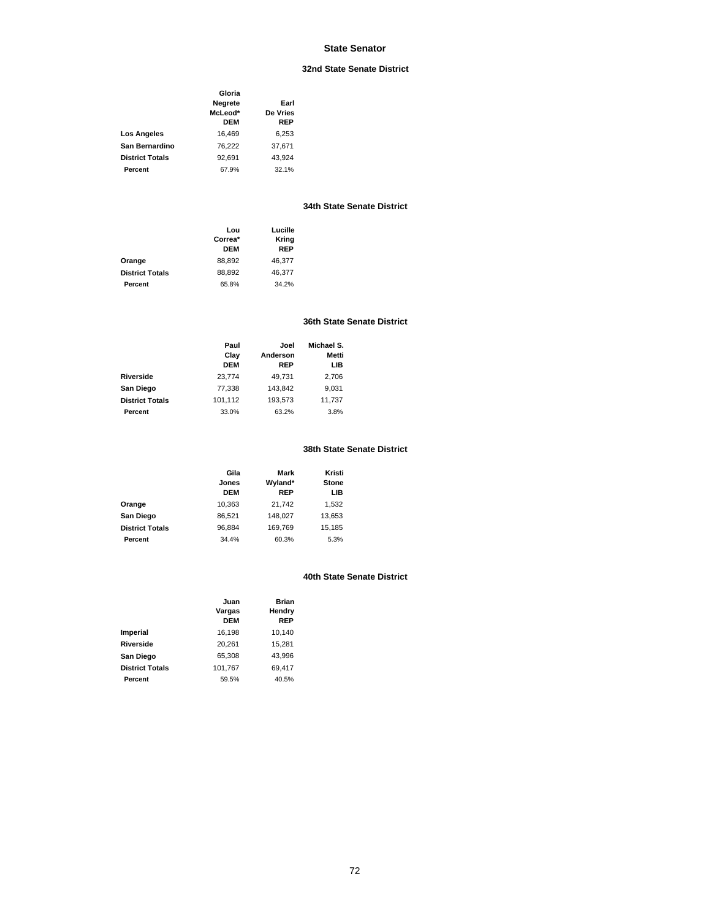# State Senator

## 32nd State Senate District

| | Gloria Negrete McLeod* DEM | Earl De Vries REP |
|---|---|---|
| **Los Angeles** | 16,469 | 6,253 |
| **San Bernardino** | 76,222 | 37,671 |
| **District Totals** | 92,691 | 43,924 |
| **Percent** | 67.9% | 32.1% |

## 34th State Senate District

| | Lou Correa* DEM | Lucille Kring REP |
|---|---|---|
| **Orange** | 88,892 | 46,377 |
| **District Totals** | 88,892 | 46,377 |
| **Percent** | 65.8% | 34.2% |

## 36th State Senate District

| | Paul Clay DEM | Joel Anderson REP | Michael S. Metti LIB |
|---|---|---|---|
| **Riverside** | 23,774 | 49,731 | 2,706 |
| **San Diego** | 77,338 | 143,842 | 9,031 |
| **District Totals** | 101,112 | 193,573 | 11,737 |
| **Percent** | 33.0% | 63.2% | 3.8% |

## 38th State Senate District

| | Gila Jones DEM | Mark Wyland* REP | Kristi Stone LIB |
|---|---|---|---|
| **Orange** | 10,363 | 21,742 | 1,532 |
| **San Diego** | 86,521 | 148,027 | 13,653 |
| **District Totals** | 96,884 | 169,769 | 15,185 |
| **Percent** | 34.4% | 60.3% | 5.3% |

## 40th State Senate District

| | Juan Vargas DEM | Brian Hendry REP |
|---|---|---|
| **Imperial** | 16,198 | 10,140 |
| **Riverside** | 20,261 | 15,281 |
| **San Diego** | 65,308 | 43,996 |
| **District Totals** | 101,767 | 69,417 |
| **Percent** | 59.5% | 40.5% |